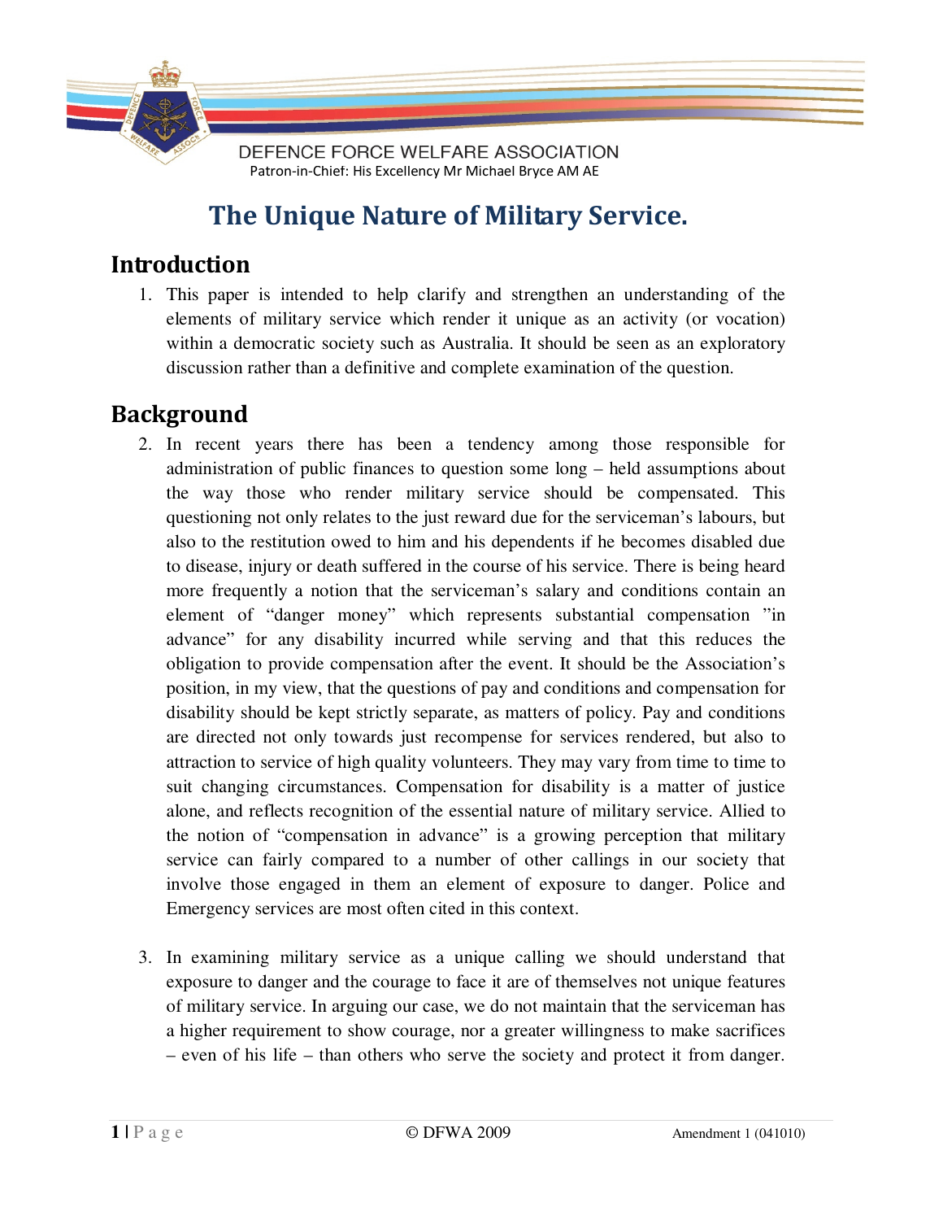DEFENCE FORCE WELFARE ASSOCIATION

Patron-in-Chief: His Excellency Mr Michael Bryce AM AE

# The Unique Nature of Military Service.

## Introduction

1. This paper is intended to help clarify and strengthen an understanding of the elements of military service which render it unique as an activity (or vocation) within a democratic society such as Australia. It should be seen as an exploratory discussion rather than a definitive and complete examination of the question.

## Background

2. In recent years there has been a tendency among those responsible for administration of public finances to question some long – held assumptions about the way those who render military service should be compensated. This questioning not only relates to the just reward due for the serviceman's labours, but also to the restitution owed to him and his dependents if he becomes disabled due to disease, injury or death suffered in the course of his service. There is being heard more frequently a notion that the serviceman's salary and conditions contain an element of "danger money" which represents substantial compensation "in advance" for any disability incurred while serving and that this reduces the obligation to provide compensation after the event. It should be the Association's position, in my view, that the questions of pay and conditions and compensation for disability should be kept strictly separate, as matters of policy. Pay and conditions are directed not only towards just recompense for services rendered, but also to attraction to service of high quality volunteers. They may vary from time to time to suit changing circumstances. Compensation for disability is a matter of justice alone, and reflects recognition of the essential nature of military service. Allied to the notion of "compensation in advance" is a growing perception that military service can fairly compared to a number of other callings in our society that involve those engaged in them an element of exposure to danger. Police and Emergency services are most often cited in this context.

3. In examining military service as a unique calling we should understand that exposure to danger and the courage to face it are of themselves not unique features of military service. In arguing our case, we do not maintain that the serviceman has a higher requirement to show courage, nor a greater willingness to make sacrifices – even of his life – than others who serve the society and protect it from danger.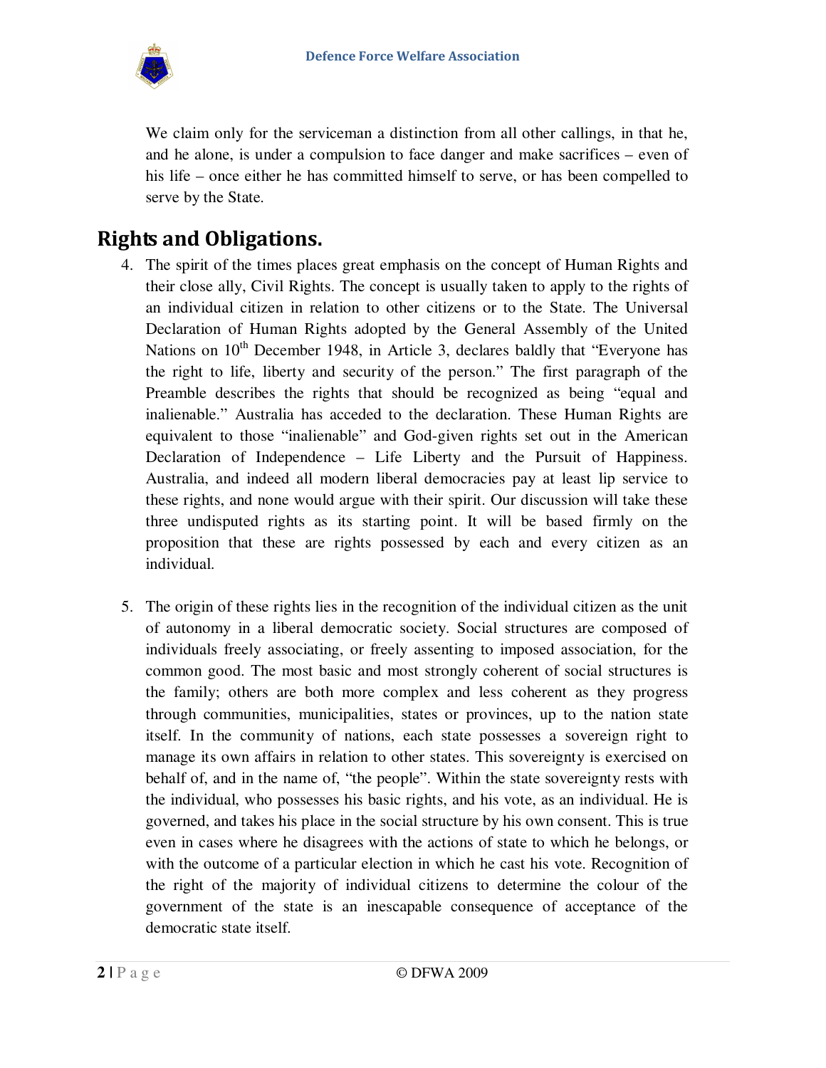We claim only for the serviceman a distinction from all other callings, in that he, and he alone, is under a compulsion to face danger and make sacrifices – even of his life – once either he has committed himself to serve, or has been compelled to serve by the State.

## Rights and Obligations.

4. The spirit of the times places great emphasis on the concept of Human Rights and their close ally, Civil Rights. The concept is usually taken to apply to the rights of an individual citizen in relation to other citizens or to the State. The Universal Declaration of Human Rights adopted by the General Assembly of the United Nations on 10th December 1948, in Article 3, declares baldly that "Everyone has the right to life, liberty and security of the person." The first paragraph of the Preamble describes the rights that should be recognized as being "equal and inalienable." Australia has acceded to the declaration. These Human Rights are equivalent to those "inalienable" and God-given rights set out in the American Declaration of Independence – Life Liberty and the Pursuit of Happiness. Australia, and indeed all modern liberal democracies pay at least lip service to these rights, and none would argue with their spirit. Our discussion will take these three undisputed rights as its starting point. It will be based firmly on the proposition that these are rights possessed by each and every citizen as an individual.

5. The origin of these rights lies in the recognition of the individual citizen as the unit of autonomy in a liberal democratic society. Social structures are composed of individuals freely associating, or freely assenting to imposed association, for the common good. The most basic and most strongly coherent of social structures is the family; others are both more complex and less coherent as they progress through communities, municipalities, states or provinces, up to the nation state itself. In the community of nations, each state possesses a sovereign right to manage its own affairs in relation to other states. This sovereignty is exercised on behalf of, and in the name of, "the people". Within the state sovereignty rests with the individual, who possesses his basic rights, and his vote, as an individual. He is governed, and takes his place in the social structure by his own consent. This is true even in cases where he disagrees with the actions of state to which he belongs, or with the outcome of a particular election in which he cast his vote. Recognition of the right of the majority of individual citizens to determine the colour of the government of the state is an inescapable consequence of acceptance of the democratic state itself.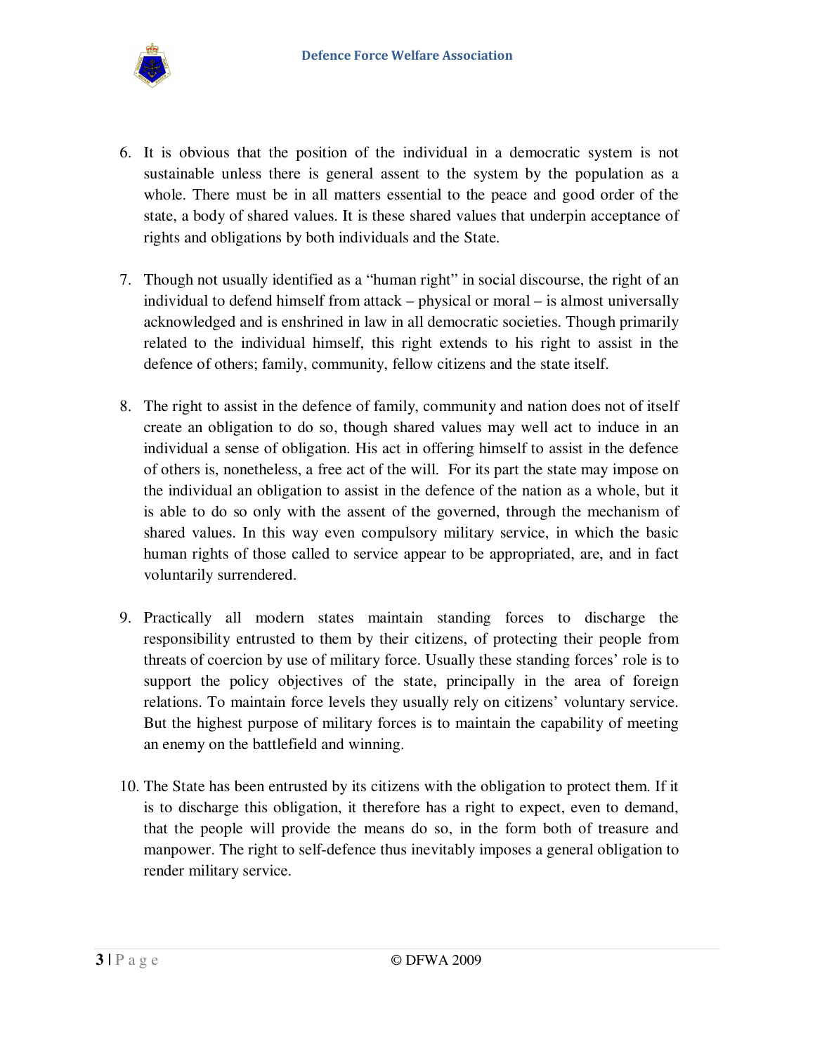6. It is obvious that the position of the individual in a democratic system is not sustainable unless there is general assent to the system by the population as a whole. There must be in all matters essential to the peace and good order of the state, a body of shared values. It is these shared values that underpin acceptance of rights and obligations by both individuals and the State.

7. Though not usually identified as a "human right" in social discourse, the right of an individual to defend himself from attack – physical or moral – is almost universally acknowledged and is enshrined in law in all democratic societies. Though primarily related to the individual himself, this right extends to his right to assist in the defence of others; family, community, fellow citizens and the state itself.

8. The right to assist in the defence of family, community and nation does not of itself create an obligation to do so, though shared values may well act to induce in an individual a sense of obligation. His act in offering himself to assist in the defence of others is, nonetheless, a free act of the will. For its part the state may impose on the individual an obligation to assist in the defence of the nation as a whole, but it is able to do so only with the assent of the governed, through the mechanism of shared values. In this way even compulsory military service, in which the basic human rights of those called to service appear to be appropriated, are, and in fact voluntarily surrendered.

9. Practically all modern states maintain standing forces to discharge the responsibility entrusted to them by their citizens, of protecting their people from threats of coercion by use of military force. Usually these standing forces' role is to support the policy objectives of the state, principally in the area of foreign relations. To maintain force levels they usually rely on citizens' voluntary service. But the highest purpose of military forces is to maintain the capability of meeting an enemy on the battlefield and winning.

10. The State has been entrusted by its citizens with the obligation to protect them. If it is to discharge this obligation, it therefore has a right to expect, even to demand, that the people will provide the means do so, in the form both of treasure and manpower. The right to self-defence thus inevitably imposes a general obligation to render military service.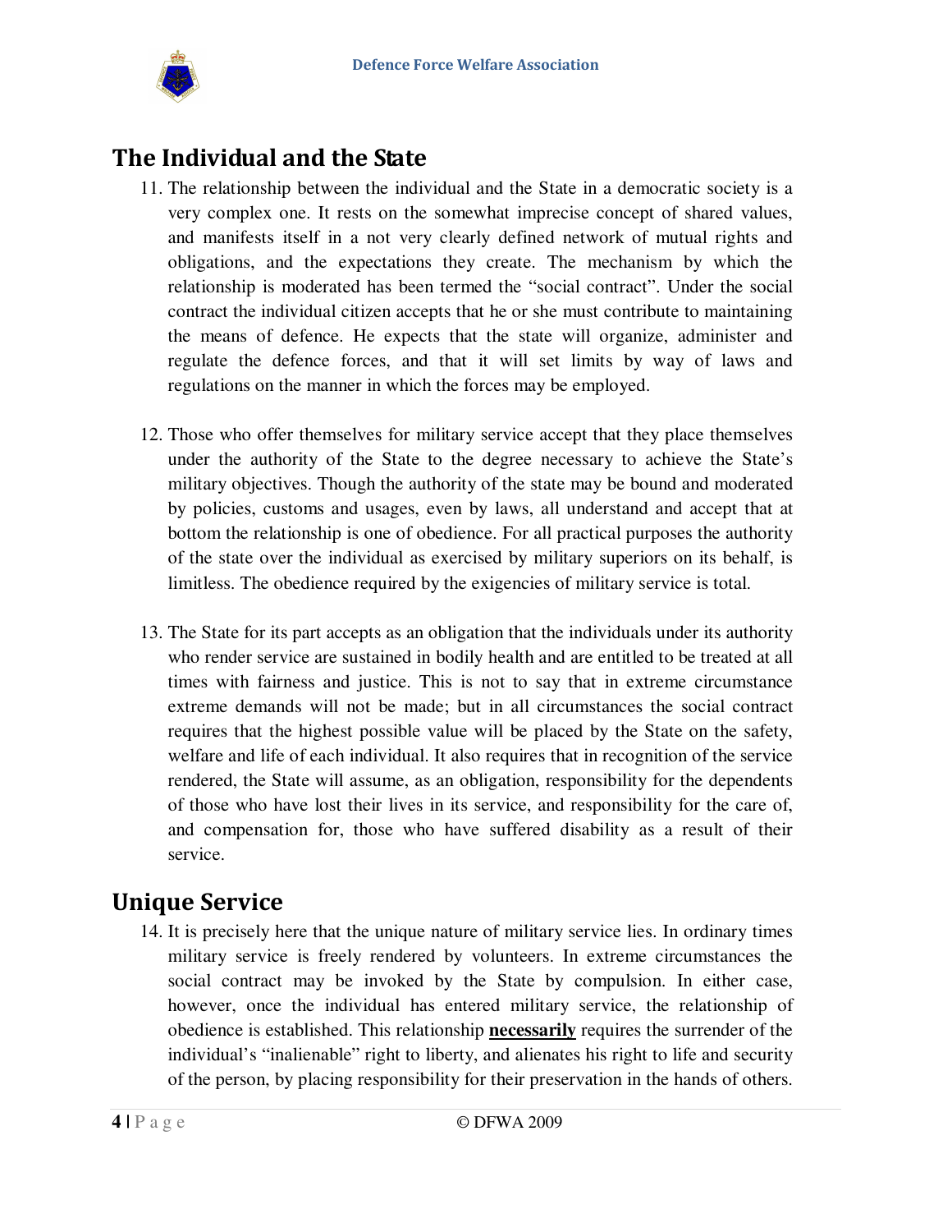## The Individual and the State

11. The relationship between the individual and the State in a democratic society is a very complex one. It rests on the somewhat imprecise concept of shared values, and manifests itself in a not very clearly defined network of mutual rights and obligations, and the expectations they create. The mechanism by which the relationship is moderated has been termed the "social contract". Under the social contract the individual citizen accepts that he or she must contribute to maintaining the means of defence. He expects that the state will organize, administer and regulate the defence forces, and that it will set limits by way of laws and regulations on the manner in which the forces may be employed.

12. Those who offer themselves for military service accept that they place themselves under the authority of the State to the degree necessary to achieve the State's military objectives. Though the authority of the state may be bound and moderated by policies, customs and usages, even by laws, all understand and accept that at bottom the relationship is one of obedience. For all practical purposes the authority of the state over the individual as exercised by military superiors on its behalf, is limitless. The obedience required by the exigencies of military service is total.

13. The State for its part accepts as an obligation that the individuals under its authority who render service are sustained in bodily health and are entitled to be treated at all times with fairness and justice. This is not to say that in extreme circumstance extreme demands will not be made; but in all circumstances the social contract requires that the highest possible value will be placed by the State on the safety, welfare and life of each individual. It also requires that in recognition of the service rendered, the State will assume, as an obligation, responsibility for the dependents of those who have lost their lives in its service, and responsibility for the care of, and compensation for, those who have suffered disability as a result of their service.

## Unique Service

14. It is precisely here that the unique nature of military service lies. In ordinary times military service is freely rendered by volunteers. In extreme circumstances the social contract may be invoked by the State by compulsion. In either case, however, once the individual has entered military service, the relationship of obedience is established. This relationship <u>**necessarily**</u> requires the surrender of the individual's "inalienable" right to liberty, and alienates his right to life and security of the person, by placing responsibility for their preservation in the hands of others.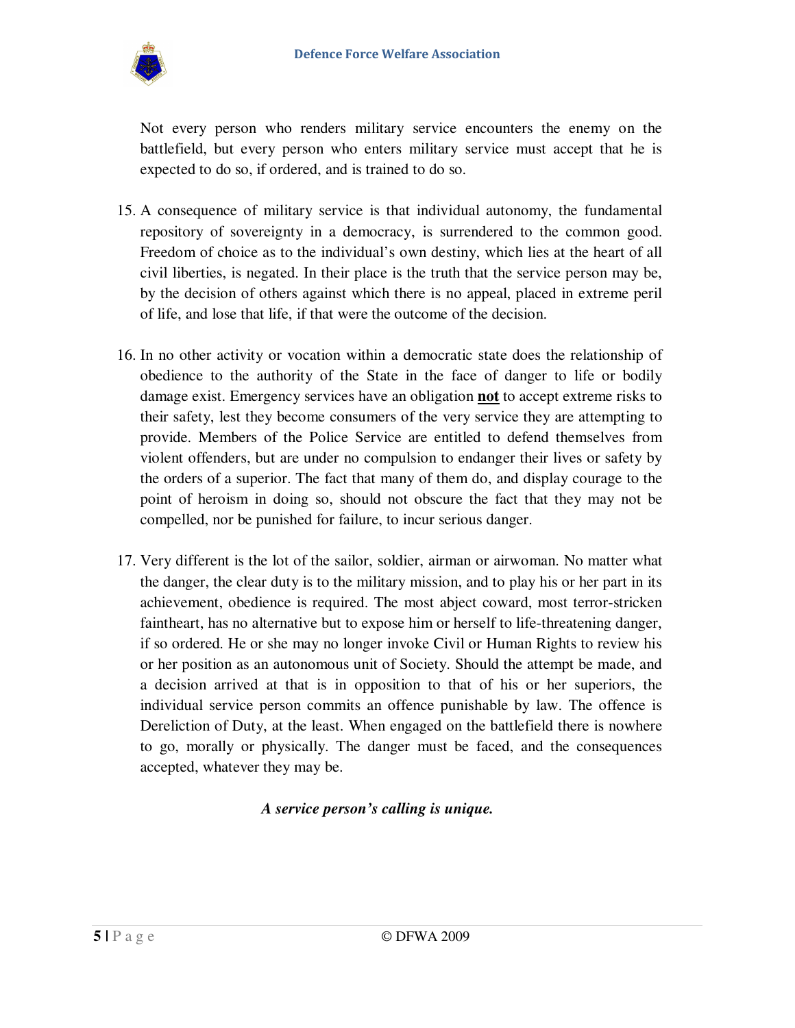Not every person who renders military service encounters the enemy on the battlefield, but every person who enters military service must accept that he is expected to do so, if ordered, and is trained to do so.

15. A consequence of military service is that individual autonomy, the fundamental repository of sovereignty in a democracy, is surrendered to the common good. Freedom of choice as to the individual's own destiny, which lies at the heart of all civil liberties, is negated. In their place is the truth that the service person may be, by the decision of others against which there is no appeal, placed in extreme peril of life, and lose that life, if that were the outcome of the decision.

16. In no other activity or vocation within a democratic state does the relationship of obedience to the authority of the State in the face of danger to life or bodily damage exist. Emergency services have an obligation **<u>not</u>** to accept extreme risks to their safety, lest they become consumers of the very service they are attempting to provide. Members of the Police Service are entitled to defend themselves from violent offenders, but are under no compulsion to endanger their lives or safety by the orders of a superior. The fact that many of them do, and display courage to the point of heroism in doing so, should not obscure the fact that they may not be compelled, nor be punished for failure, to incur serious danger.

17. Very different is the lot of the sailor, soldier, airman or airwoman. No matter what the danger, the clear duty is to the military mission, and to play his or her part in its achievement, obedience is required. The most abject coward, most terror-stricken faintheart, has no alternative but to expose him or herself to life-threatening danger, if so ordered. He or she may no longer invoke Civil or Human Rights to review his or her position as an autonomous unit of Society. Should the attempt be made, and a decision arrived at that is in opposition to that of his or her superiors, the individual service person commits an offence punishable by law. The offence is Dereliction of Duty, at the least. When engaged on the battlefield there is nowhere to go, morally or physically. The danger must be faced, and the consequences accepted, whatever they may be.

***A service person's calling is unique.***